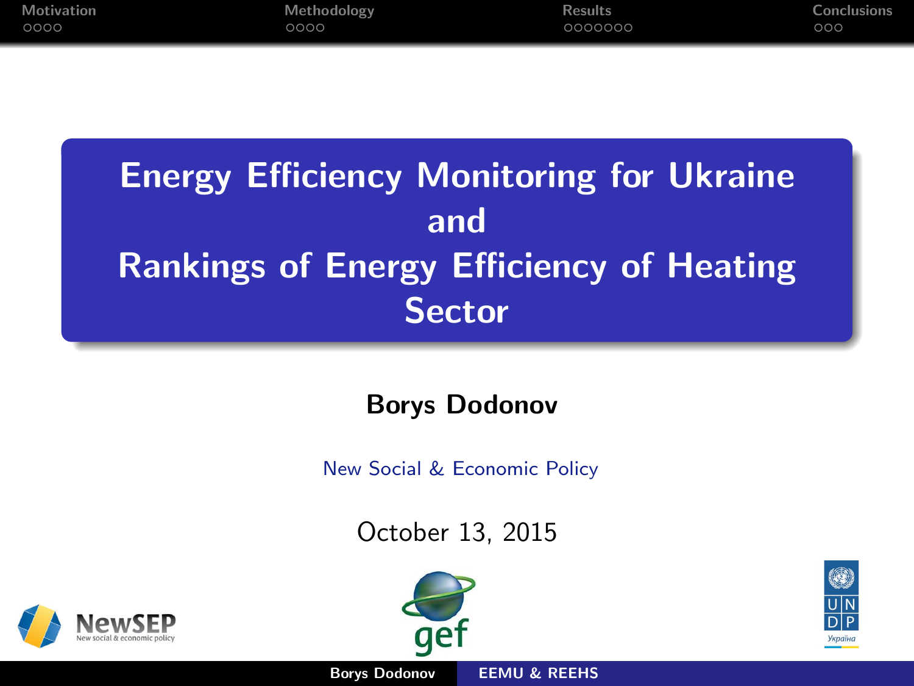# Energy Efficiency Monitoring for Ukraine and Rankings of Energy Efficiency of Heating Sector

**Borys Dodonov**

New Social & Economic Policy

October 13, 2015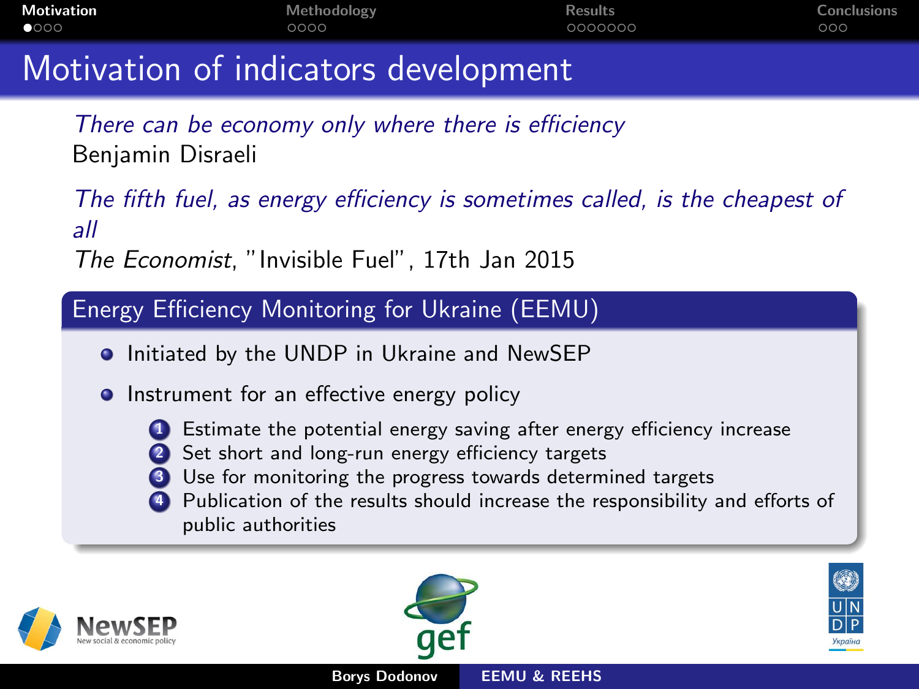# Motivation of indicators development

*There can be economy only where there is efficiency*
Benjamin Disraeli

*The fifth fuel, as energy efficiency is sometimes called, is the cheapest of all*
*The Economist*, "Invisible Fuel", 17th Jan 2015

## Energy Efficiency Monitoring for Ukraine (EEMU)

- Initiated by the UNDP in Ukraine and NewSEP
- Instrument for an effective energy policy
  1. Estimate the potential energy saving after energy efficiency increase
  2. Set short and long-run energy efficiency targets
  3. Use for monitoring the progress towards determined targets
  4. Publication of the results should increase the responsibility and efforts of public authorities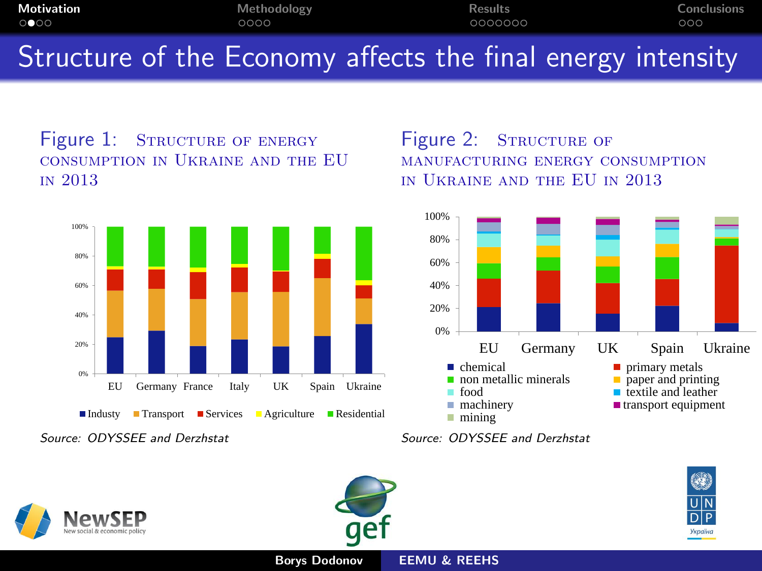# Structure of the Economy affects the final energy intensity

Figure 1: Structure of energy consumption in Ukraine and the EU in 2013

Source: *ODYSSEE and Derzhstat*

Figure 2: Structure of manufacturing energy consumption in Ukraine and the EU in 2013

Source: *ODYSSEE and Derzhstat*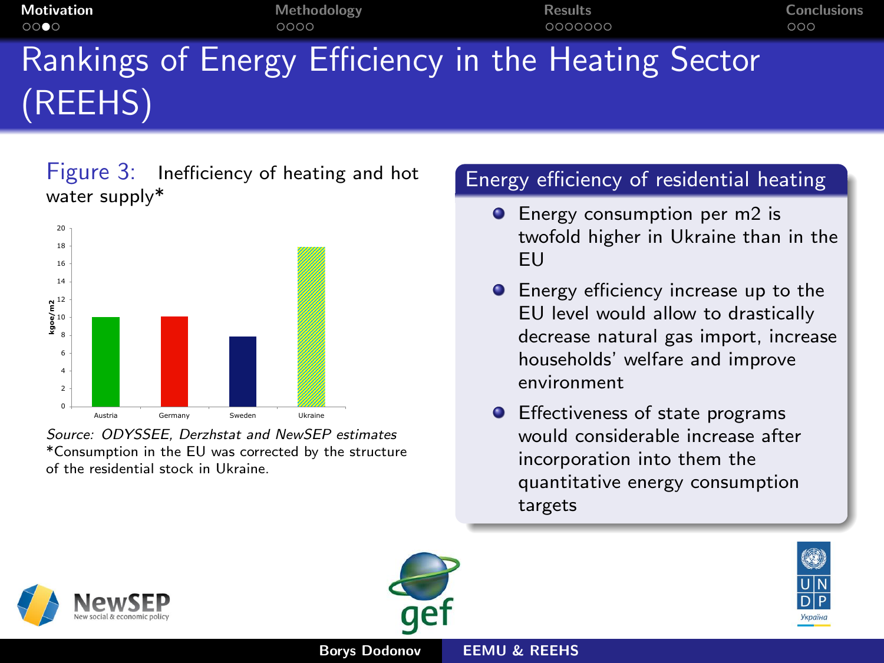# Rankings of Energy Efficiency in the Heating Sector (REEHS)

Figure 3: Inefficiency of heating and hot water supply*

| Country | kgoe/m2 |
|---|---|
| Austria | ~10 |
| Germany | ~10.1 |
| Sweden | ~7.8 |
| Ukraine | ~17.9 |

*Source: ODYSSEE, Derzhstat and NewSEP estimates*
*Consumption in the EU was corrected by the structure of the residential stock in Ukraine.

## Energy efficiency of residential heating

- Energy consumption per m2 is twofold higher in Ukraine than in the EU
- Energy efficiency increase up to the EU level would allow to drastically decrease natural gas import, increase households' welfare and improve environment
- Effectiveness of state programs would considerable increase after incorporation into them the quantitative energy consumption targets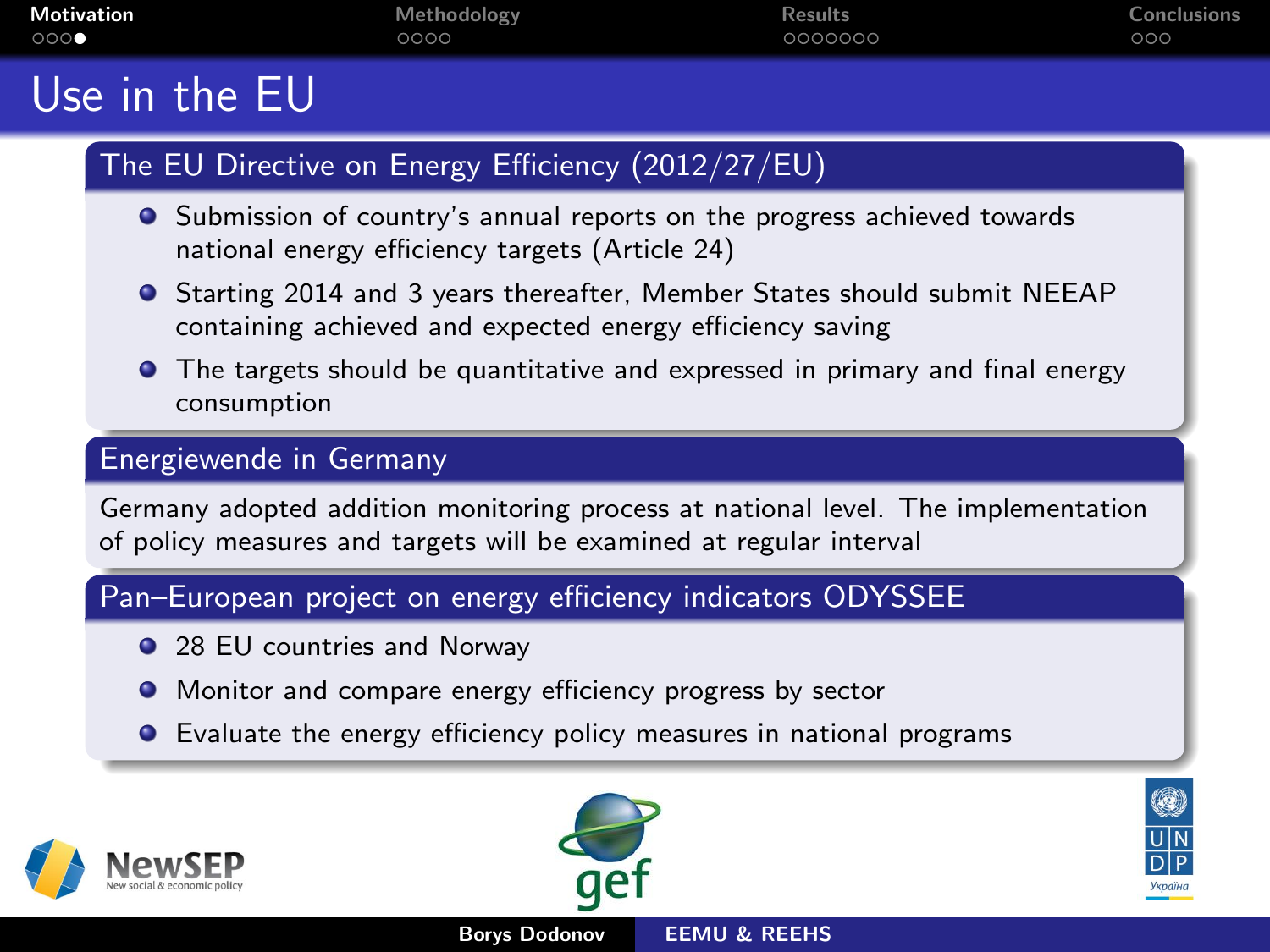# Use in the EU

## The EU Directive on Energy Efficiency (2012/27/EU)

- Submission of country's annual reports on the progress achieved towards national energy efficiency targets (Article 24)
- Starting 2014 and 3 years thereafter, Member States should submit NEEAP containing achieved and expected energy efficiency saving
- The targets should be quantitative and expressed in primary and final energy consumption

## Energiewende in Germany

Germany adopted addition monitoring process at national level. The implementation of policy measures and targets will be examined at regular interval

## Pan–European project on energy efficiency indicators ODYSSEE

- 28 EU countries and Norway
- Monitor and compare energy efficiency progress by sector
- Evaluate the energy efficiency policy measures in national programs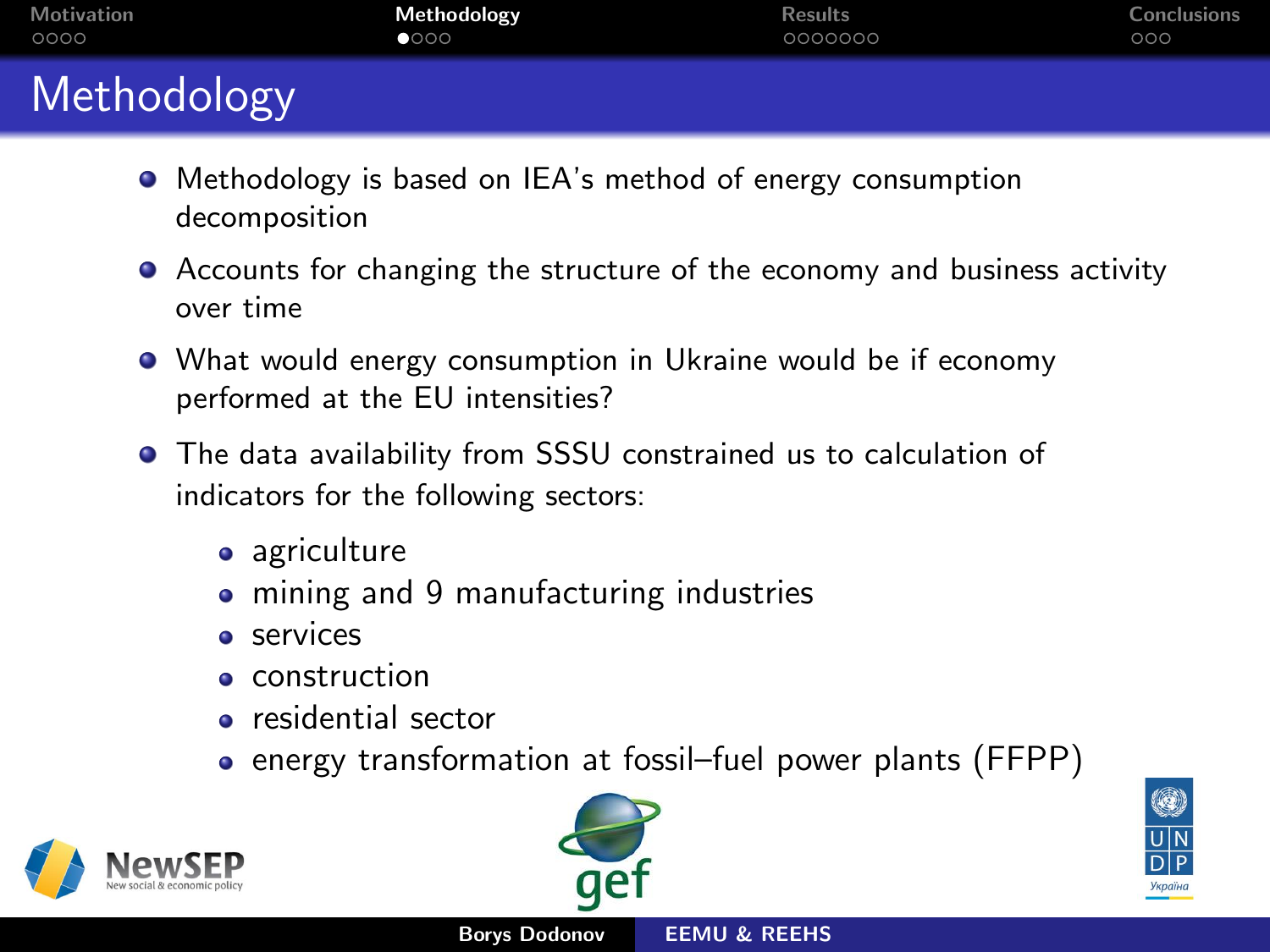# Methodology

- Methodology is based on IEA's method of energy consumption decomposition
- Accounts for changing the structure of the economy and business activity over time
- What would energy consumption in Ukraine would be if economy performed at the EU intensities?
- The data availability from SSSU constrained us to calculation of indicators for the following sectors:
  - agriculture
  - mining and 9 manufacturing industries
  - services
  - construction
  - residential sector
  - energy transformation at fossil–fuel power plants (FFPP)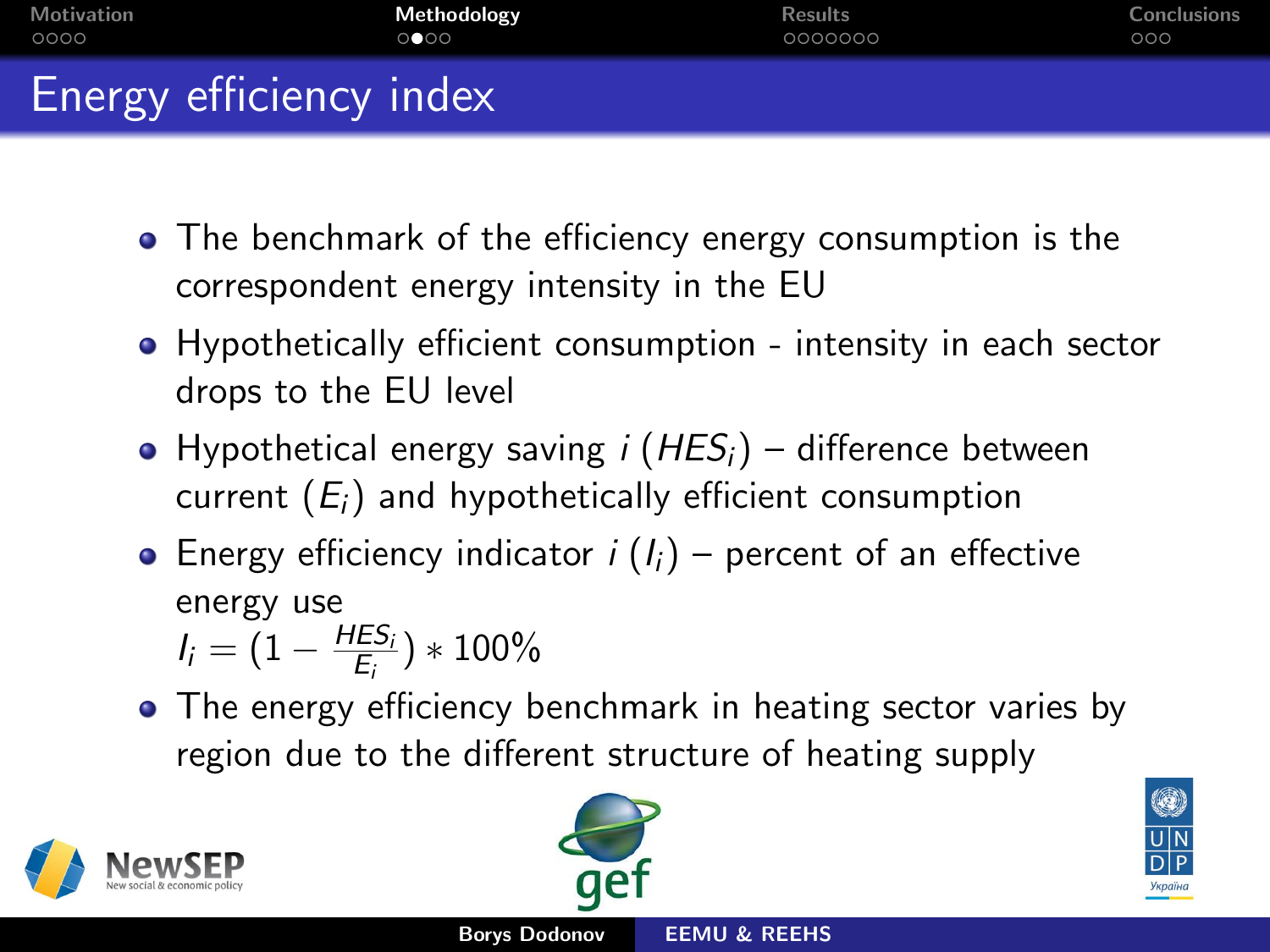# Energy efficiency index

- The benchmark of the efficiency energy consumption is the correspondent energy intensity in the EU
- Hypothetically efficient consumption - intensity in each sector drops to the EU level
- Hypothetical energy saving $i$ ($HES_i$) – difference between current ($E_i$) and hypothetically efficient consumption
- Energy efficiency indicator $i$ ($I_i$) – percent of an effective energy use
  $I_i = (1 - \frac{HES_i}{E_i}) * 100\%$
- The energy efficiency benchmark in heating sector varies by region due to the different structure of heating supply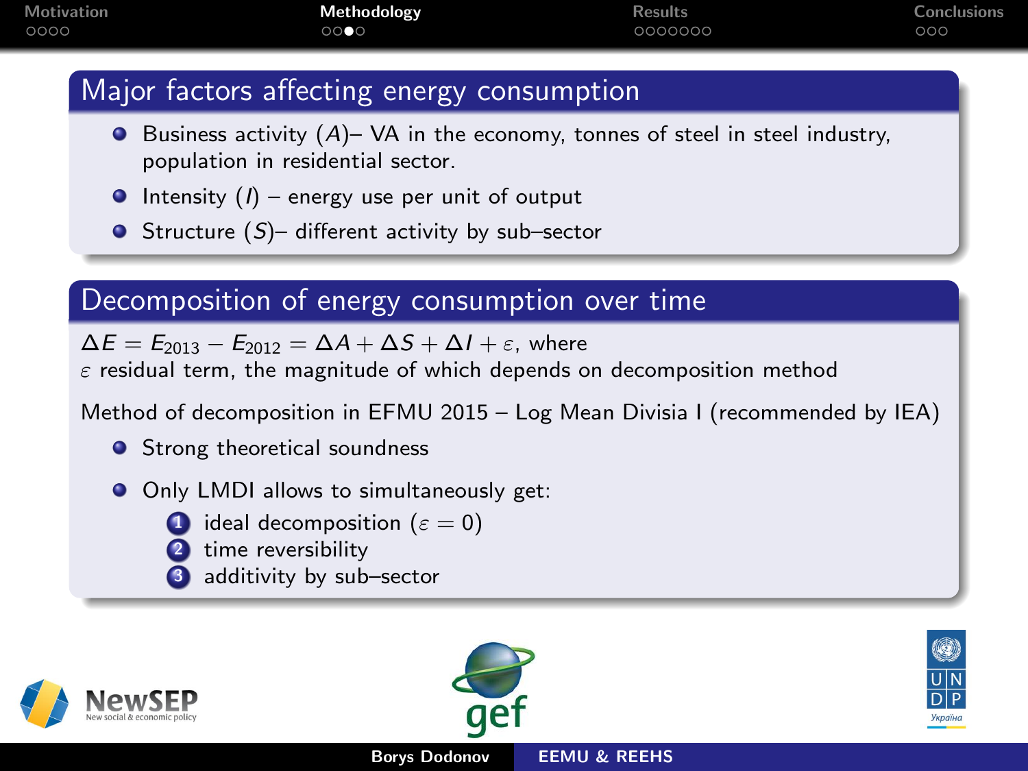## Major factors affecting energy consumption

- Business activity ($A$)– VA in the economy, tonnes of steel in steel industry, population in residential sector.
- Intensity ($I$) – energy use per unit of output
- Structure ($S$)– different activity by sub–sector

## Decomposition of energy consumption over time

$\Delta E = E_{2013} - E_{2012} = \Delta A + \Delta S + \Delta I + \varepsilon$, where
$\varepsilon$ residual term, the magnitude of which depends on decomposition method

Method of decomposition in EFMU 2015 – Log Mean Divisia I (recommended by IEA)

- Strong theoretical soundness
- Only LMDI allows to simultaneously get:
  1. ideal decomposition ($\varepsilon = 0$)
  2. time reversibility
  3. additivity by sub–sector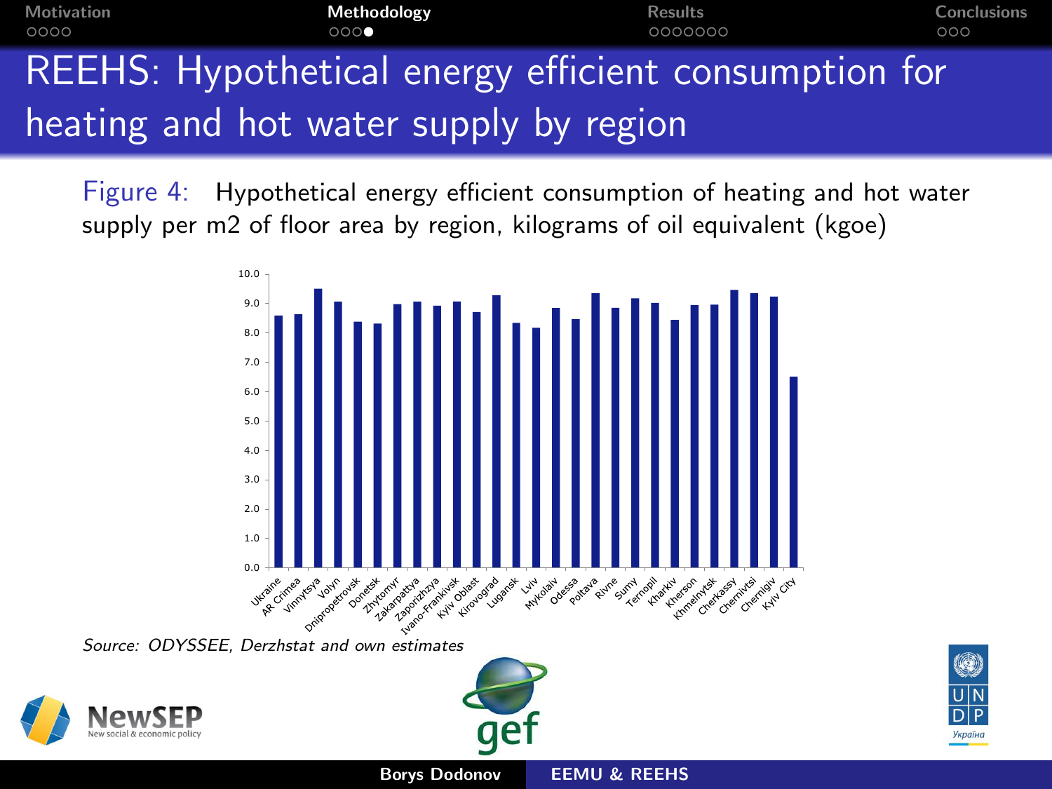# REEHS: Hypothetical energy efficient consumption for heating and hot water supply by region

Figure 4: Hypothetical energy efficient consumption of heating and hot water supply per m2 of floor area by region, kilograms of oil equivalent (kgoe)

*Source: ODYSSEE, Derzhstat and own estimates*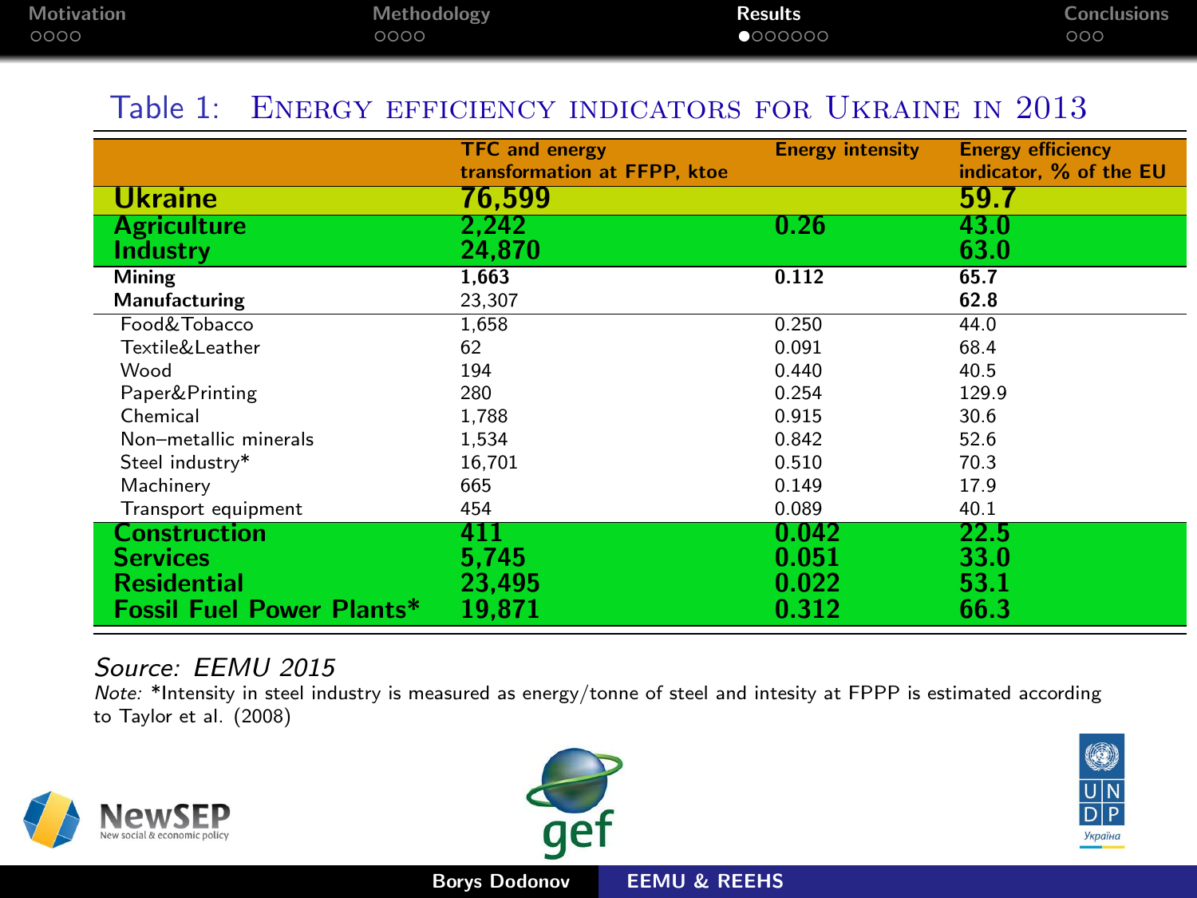## Table 1: Energy efficiency indicators for Ukraine in 2013

| | TFC and energy transformation at FFPP, ktoe | Energy intensity | Energy efficiency indicator, % of the EU |
|---|---|---|---|
| **Ukraine** | **76,599** | | **59.7** |
| **Agriculture** | **2,242** | **0.26** | **43.0** |
| **Industry** | **24,870** | | **63.0** |
| **Mining** | **1,663** | **0.112** | **65.7** |
| **Manufacturing** | 23,307 | | **62.8** |
| Food&Tobacco | 1,658 | 0.250 | 44.0 |
| Textile&Leather | 62 | 0.091 | 68.4 |
| Wood | 194 | 0.440 | 40.5 |
| Paper&Printing | 280 | 0.254 | 129.9 |
| Chemical | 1,788 | 0.915 | 30.6 |
| Non–metallic minerals | 1,534 | 0.842 | 52.6 |
| Steel industry* | 16,701 | 0.510 | 70.3 |
| Machinery | 665 | 0.149 | 17.9 |
| Transport equipment | 454 | 0.089 | 40.1 |
| **Construction** | **411** | **0.042** | **22.5** |
| **Services** | **5,745** | **0.051** | **33.0** |
| **Residential** | **23,495** | **0.022** | **53.1** |
| **Fossil Fuel Power Plants*** | **19,871** | **0.312** | **66.3** |

*Source: EEMU 2015*

*Note:* *Intensity in steel industry is measured as energy/tonne of steel and intesity at FPPP is estimated according to Taylor et al. (2008)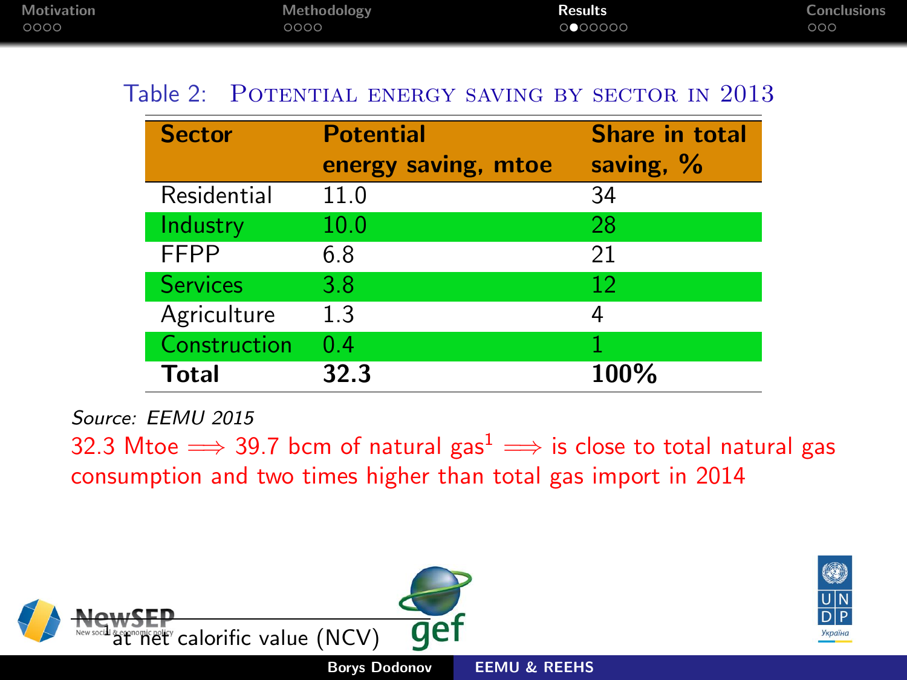Table 2: POTENTIAL ENERGY SAVING BY SECTOR IN 2013

| Sector | Potential energy saving, mtoe | Share in total saving, % |
|---|---|---|
| Residential | 11.0 | 34 |
| Industry | 10.0 | 28 |
| FFPP | 6.8 | 21 |
| Services | 3.8 | 12 |
| Agriculture | 1.3 | 4 |
| Construction | 0.4 | 1 |
| **Total** | **32.3** | **100%** |

*Source: EEMU 2015*

32.3 Mtoe $\Longrightarrow$ 39.7 bcm of natural gas[1] $\Longrightarrow$ is close to total natural gas consumption and two times higher than total gas import in 2014

[1] at net calorific value (NCV)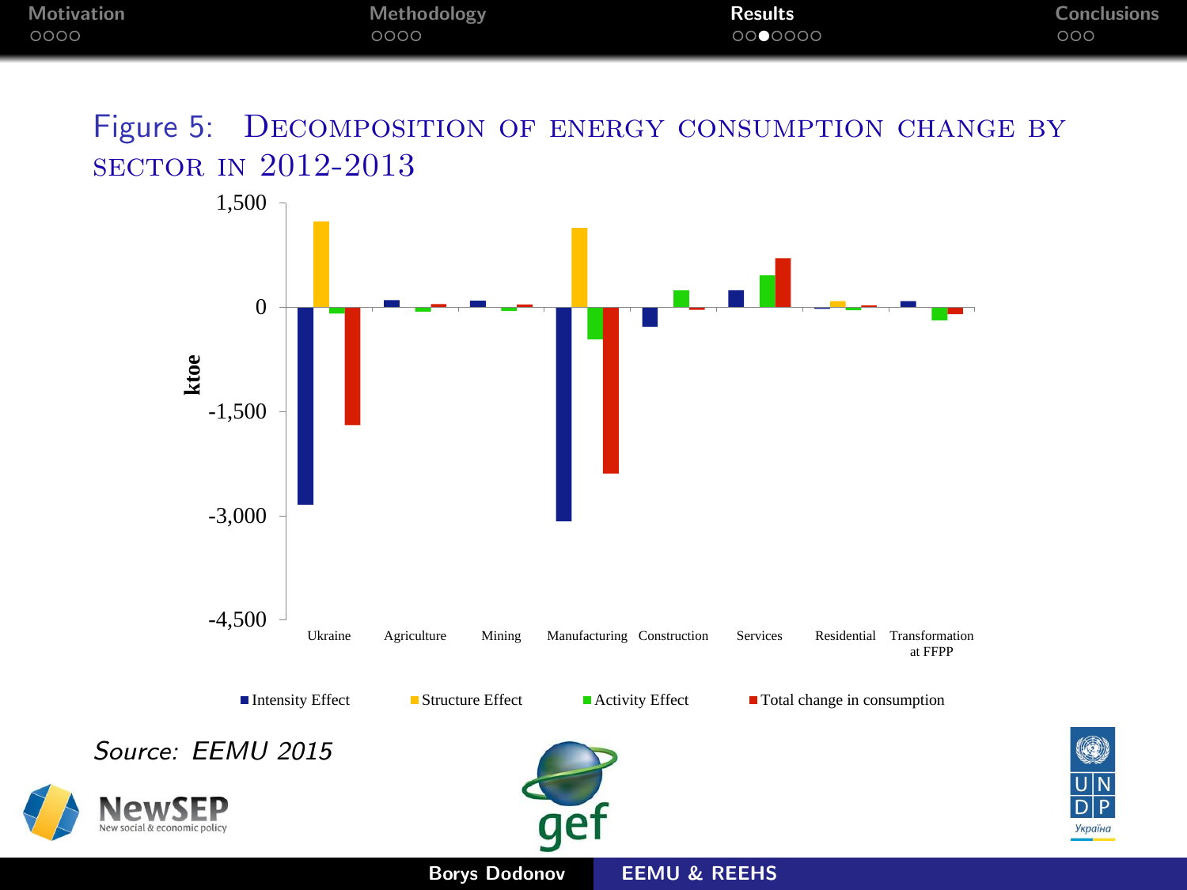Figure 5: Decomposition of energy consumption change by sector in 2012-2013

ktoe

1,500

0

-1,500

-3,000

-4,500

Ukraine | Agriculture | Mining | Manufacturing | Construction | Services | Residential | Transformation at FFPP

Intensity Effect | Structure Effect | Activity Effect | Total change in consumption

*Source: EEMU 2015*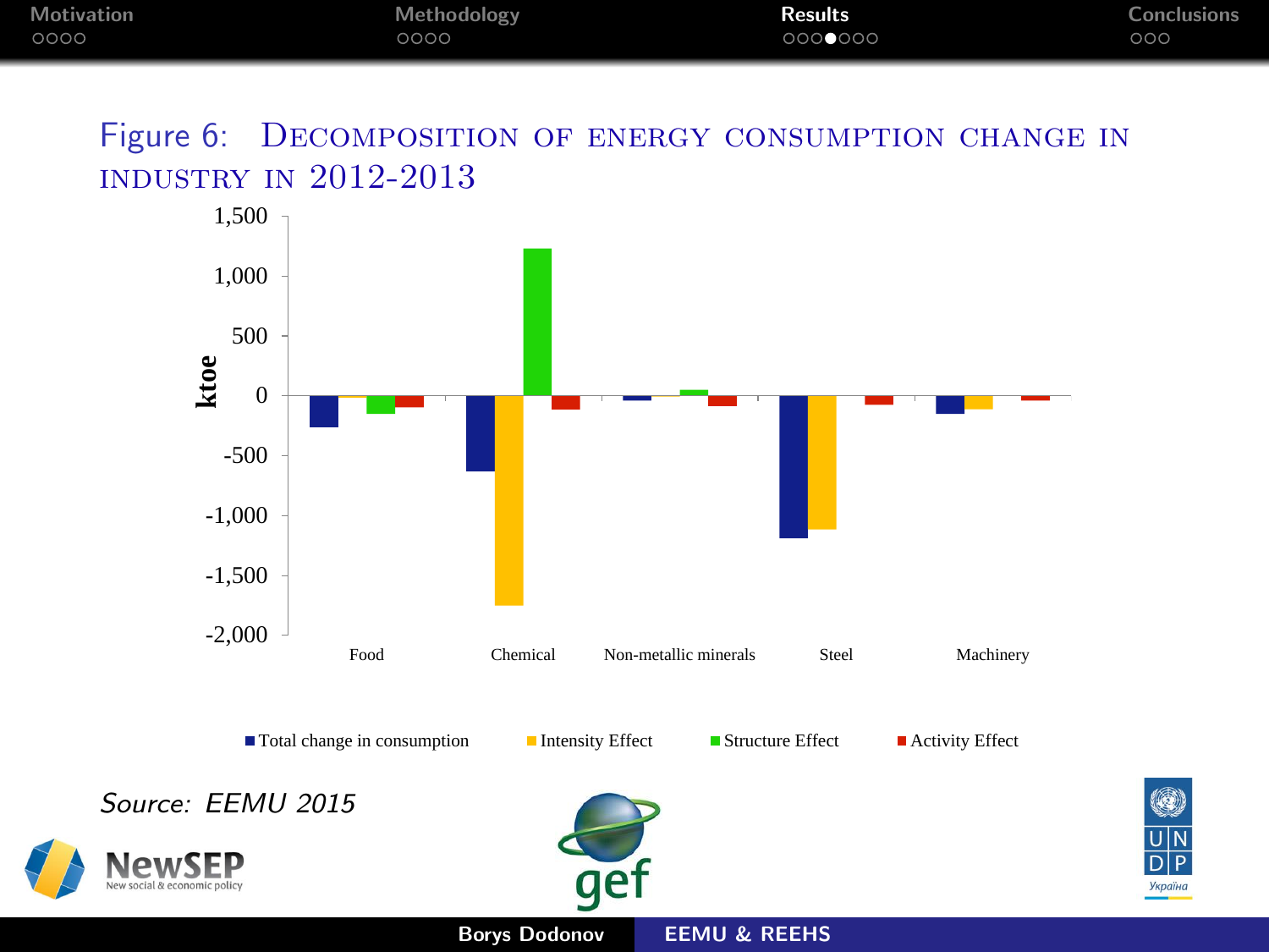Figure 6: Decomposition of energy consumption change in industry in 2012-2013

Source: EEMU 2015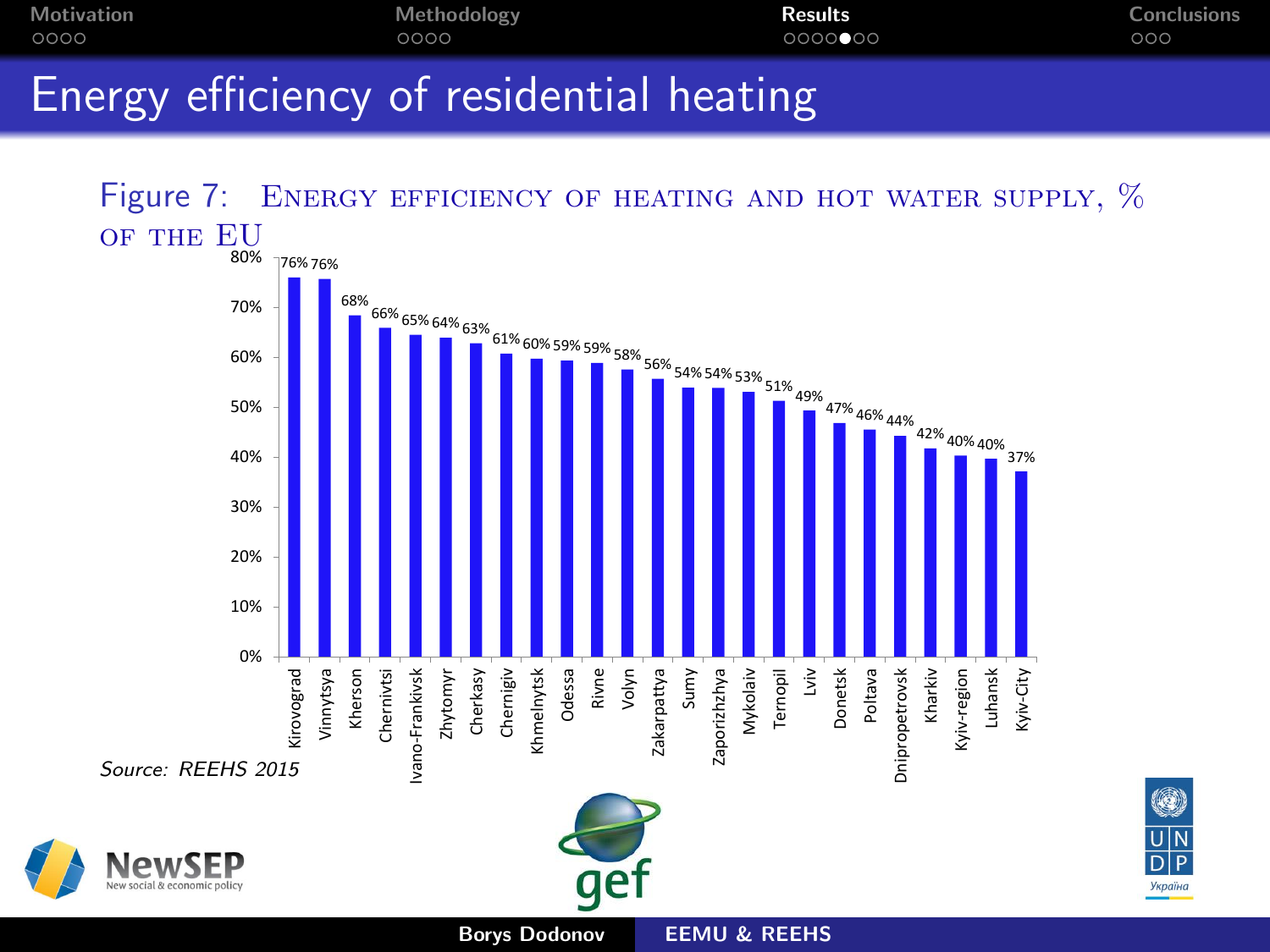# Energy efficiency of residential heating

Figure 7: Energy efficiency of heating and hot water supply, % of the EU

| Region | % of the EU |
|---|---|
| Kirovograd | 76% |
| Vinnytsya | 76% |
| Kherson | 68% |
| Chernivtsi | 66% |
| Ivano-Frankivsk | 65% |
| Zhytomyr | 64% |
| Cherkasy | 63% |
| Chernigiv | 61% |
| Khmelnytsk | 60% |
| Odessa | 59% |
| Rivne | 59% |
| Volyn | 58% |
| Zakarpattya | 56% |
| Sumy | 54% |
| Zaporizhzhya | 54% |
| Mykolaiv | 53% |
| Ternopil | 51% |
| Lviv | 49% |
| Donetsk | 47% |
| Poltava | 46% |
| Dnipropetrovsk | 44% |
| Kharkiv | 42% |
| Kyiv-region | 40% |
| Luhansk | 40% |
| Kyiv-City | 37% |

*Source: REEHS 2015*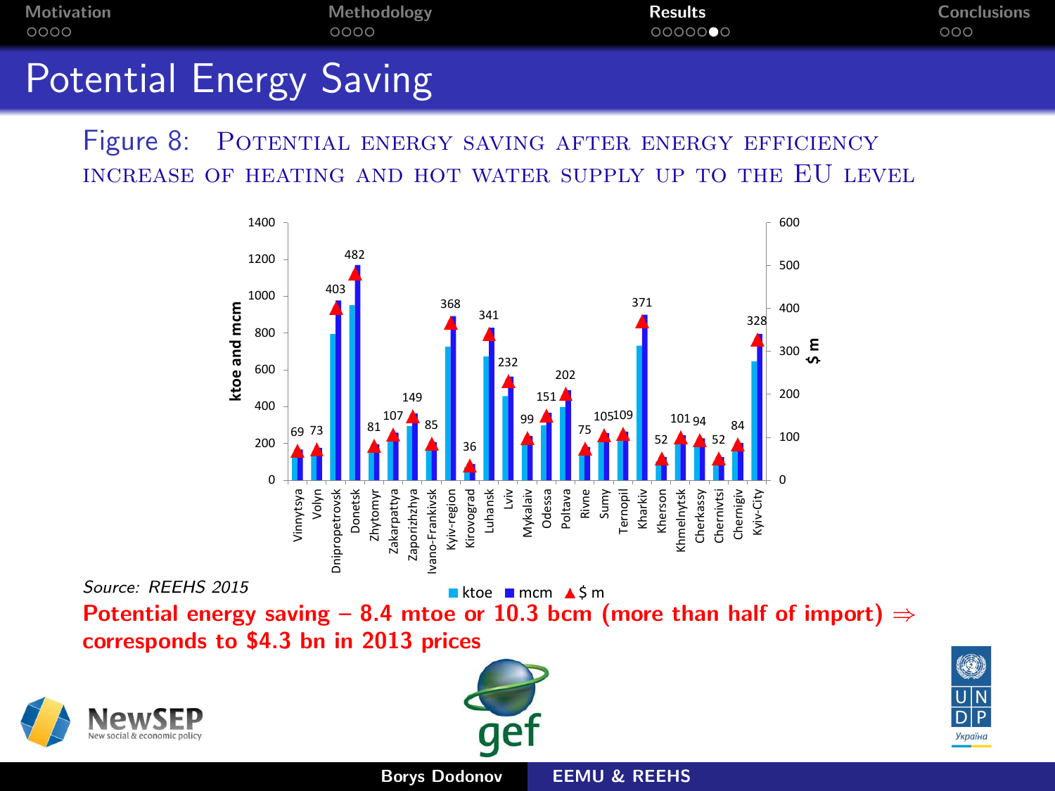# Potential Energy Saving

Figure 8: Potential energy saving after energy efficiency increase of heating and hot water supply up to the EU level

| Region | $ m |
|---|---|
| Vinnytsya | 69 |
| Volyn | 73 |
| Dnipropetrovsk | 403 |
| Donetsk | 482 |
| Zhytomyr | 81 |
| Zakarpattya | 107 |
| Zaporizhzhya | 149 |
| Ivano-Frankivsk | 85 |
| Kyiv-region | 368 |
| Kirovograd | 36 |
| Luhansk | 341 |
| Lviv | 232 |
| Mykalaiv | 99 |
| Odessa | 151 |
| Poltava | 202 |
| Rivne | 75 |
| Sumy | 105 |
| Ternopil | 109 |
| Kharkiv | 371 |
| Kherson | 52 |
| Khmelnytsk | 101 |
| Cherkassy | 94 |
| Chernivtsi | 52 |
| Chernigiv | 84 |
| Kyiv-City | 328 |

Legend: ktoe, mcm, $ m (left axis: ktoe and mcm; right axis: $ m)

*Source: REEHS 2015*

**Potential energy saving – 8.4 mtoe or 10.3 bcm (more than half of import) ⇒ corresponds to $4.3 bn in 2013 prices**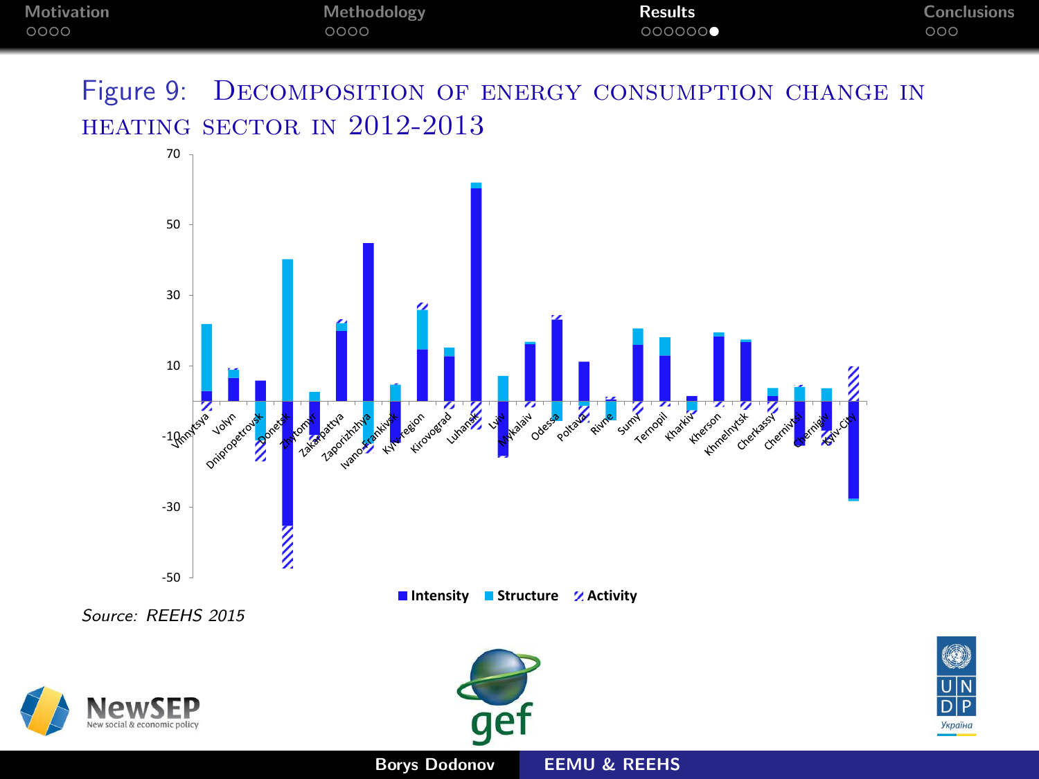Figure 9: Decomposition of energy consumption change in heating sector in 2012-2013

Source: REEHS 2015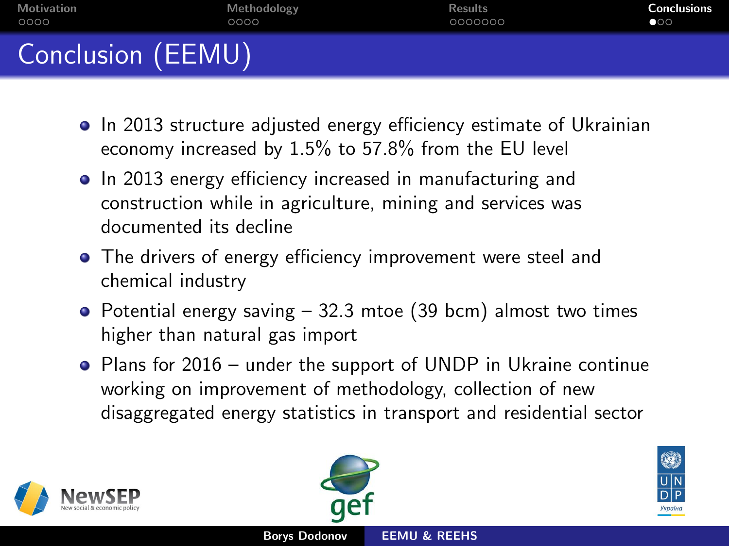# Conclusion (EEMU)

- In 2013 structure adjusted energy efficiency estimate of Ukrainian economy increased by 1.5% to 57.8% from the EU level
- In 2013 energy efficiency increased in manufacturing and construction while in agriculture, mining and services was documented its decline
- The drivers of energy efficiency improvement were steel and chemical industry
- Potential energy saving – 32.3 mtoe (39 bcm) almost two times higher than natural gas import
- Plans for 2016 – under the support of UNDP in Ukraine continue working on improvement of methodology, collection of new disaggregated energy statistics in transport and residential sector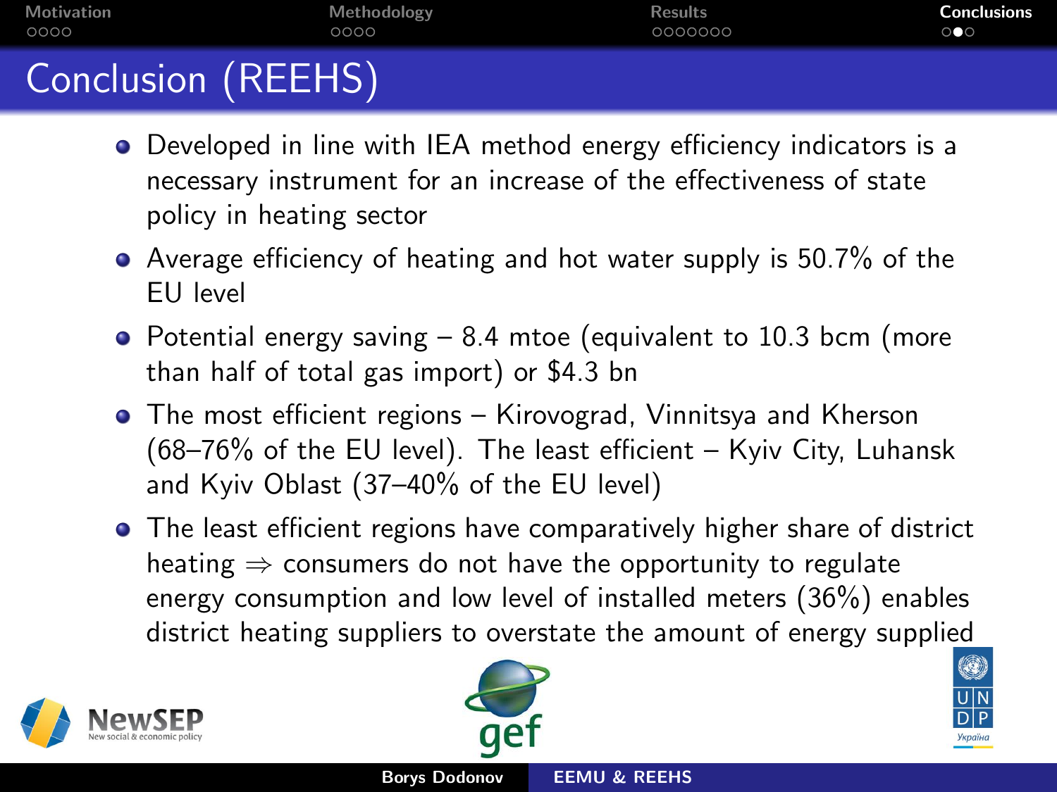# Conclusion (REEHS)

- Developed in line with IEA method energy efficiency indicators is a necessary instrument for an increase of the effectiveness of state policy in heating sector
- Average efficiency of heating and hot water supply is 50.7% of the EU level
- Potential energy saving – 8.4 mtoe (equivalent to 10.3 bcm (more than half of total gas import) or $4.3 bn
- The most efficient regions – Kirovograd, Vinnitsya and Kherson (68–76% of the EU level). The least efficient – Kyiv City, Luhansk and Kyiv Oblast (37–40% of the EU level)
- The least efficient regions have comparatively higher share of district heating ⇒ consumers do not have the opportunity to regulate energy consumption and low level of installed meters (36%) enables district heating suppliers to overstate the amount of energy supplied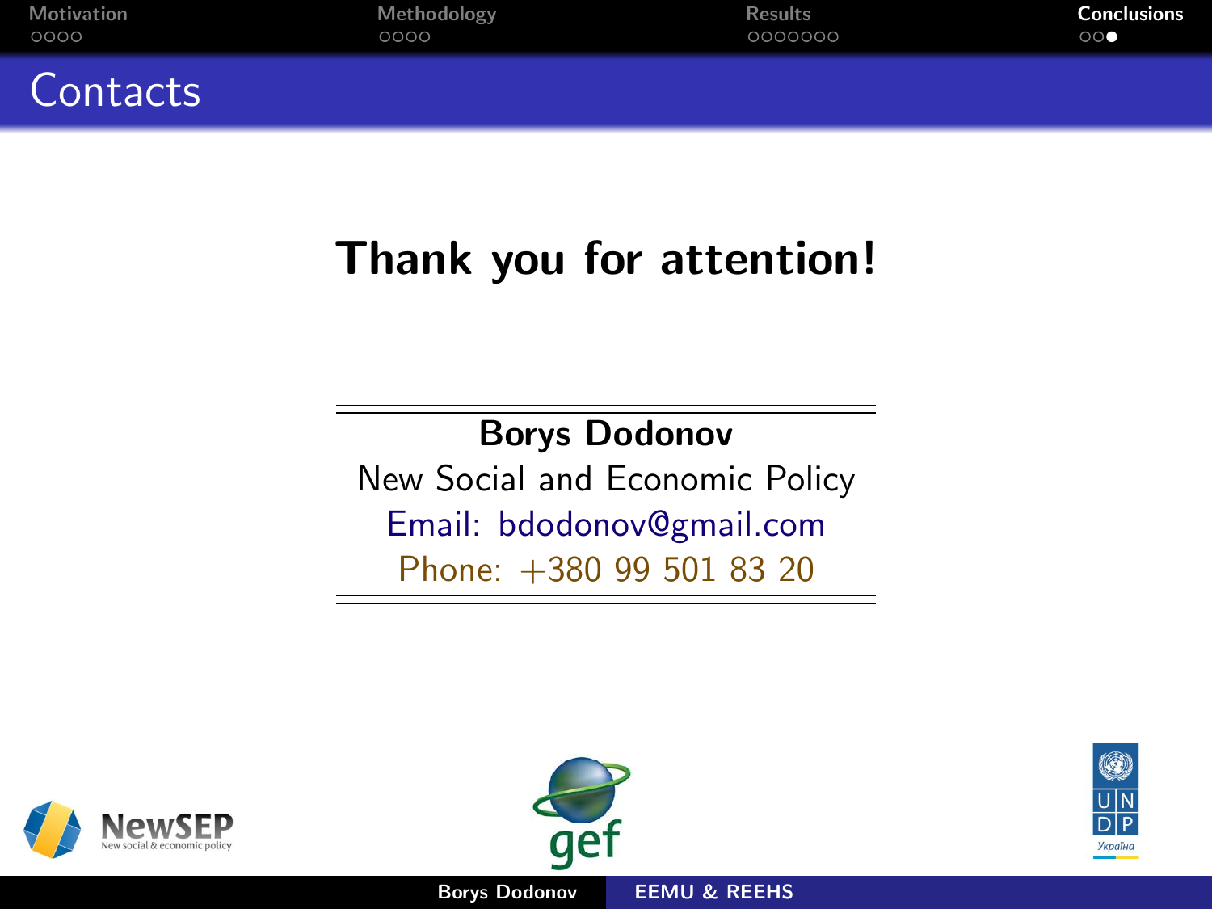# Contacts

**Thank you for attention!**

**Borys Dodonov**

New Social and Economic Policy

Email: bdodonov@gmail.com

Phone: +380 99 501 83 20